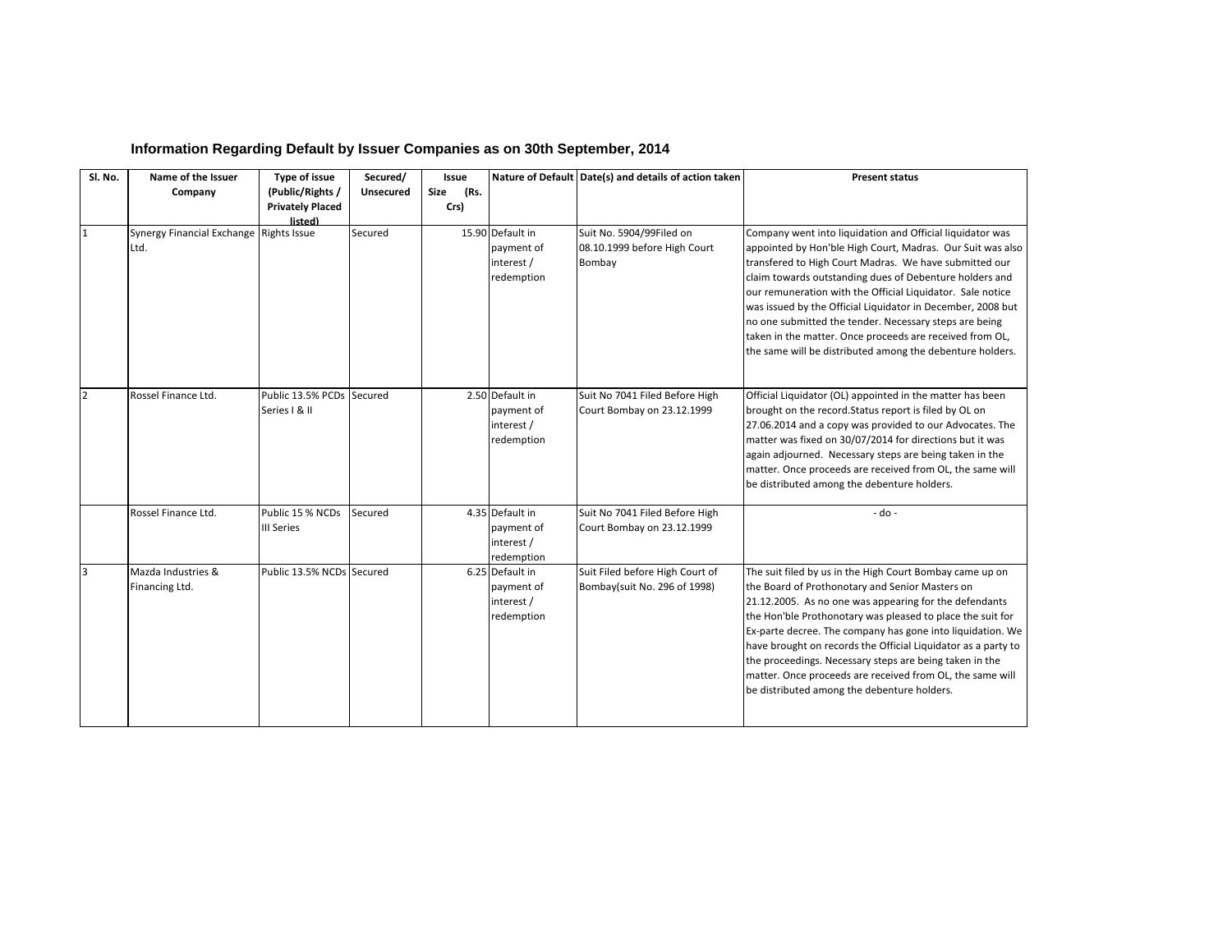## Information Regarding Default by Issuer Companies as on 30th September, 2014

| Sl. No. | Name of the Issuer Company | Type of issue (Public/Rights / Privately Placed listed) | Secured/ Unsecured | Issue Size (Rs. Crs) | Nature of Default | Date(s) and details of action taken | Present status |
|---|---|---|---|---|---|---|---|
| 1 | Synergy Financial Exchange Ltd. | Rights Issue | Secured | 15.90 | Default in payment of interest / redemption | Suit No. 5904/99Filed on 08.10.1999 before High Court Bombay | Company went into liquidation and Official liquidator was appointed by Hon'ble High Court, Madras. Our Suit was also transfered to High Court Madras. We have submitted our claim towards outstanding dues of Debenture holders and our remuneration with the Official Liquidator. Sale notice was issued by the Official Liquidator in December, 2008 but no one submitted the tender. Necessary steps are being taken in the matter. Once proceeds are received from OL, the same will be distributed among the debenture holders. |
| 2 | Rossel Finance Ltd. | Public 13.5% PCDs Series I & II | Secured | 2.50 | Default in payment of interest / redemption | Suit No 7041 Filed Before High Court Bombay on 23.12.1999 | Official Liquidator (OL) appointed in the matter has been brought on the record.Status report is filed by OL on 27.06.2014 and a copy was provided to our Advocates. The matter was fixed on 30/07/2014 for directions but it was again adjourned. Necessary steps are being taken in the matter. Once proceeds are received from OL, the same will be distributed among the debenture holders. |
| | Rossel Finance Ltd. | Public 15 % NCDs III Series | Secured | 4.35 | Default in payment of interest / redemption | Suit No 7041 Filed Before High Court Bombay on 23.12.1999 | - do - |
| 3 | Mazda Industries & Financing Ltd. | Public 13.5% NCDs | Secured | 6.25 | Default in payment of interest / redemption | Suit Filed before High Court of Bombay(suit No. 296 of 1998) | The suit filed by us in the High Court Bombay came up on the Board of Prothonotary and Senior Masters on 21.12.2005. As no one was appearing for the defendants the Hon'ble Prothonotary was pleased to place the suit for Ex-parte decree. The company has gone into liquidation. We have brought on records the Official Liquidator as a party to the proceedings. Necessary steps are being taken in the matter. Once proceeds are received from OL, the same will be distributed among the debenture holders. |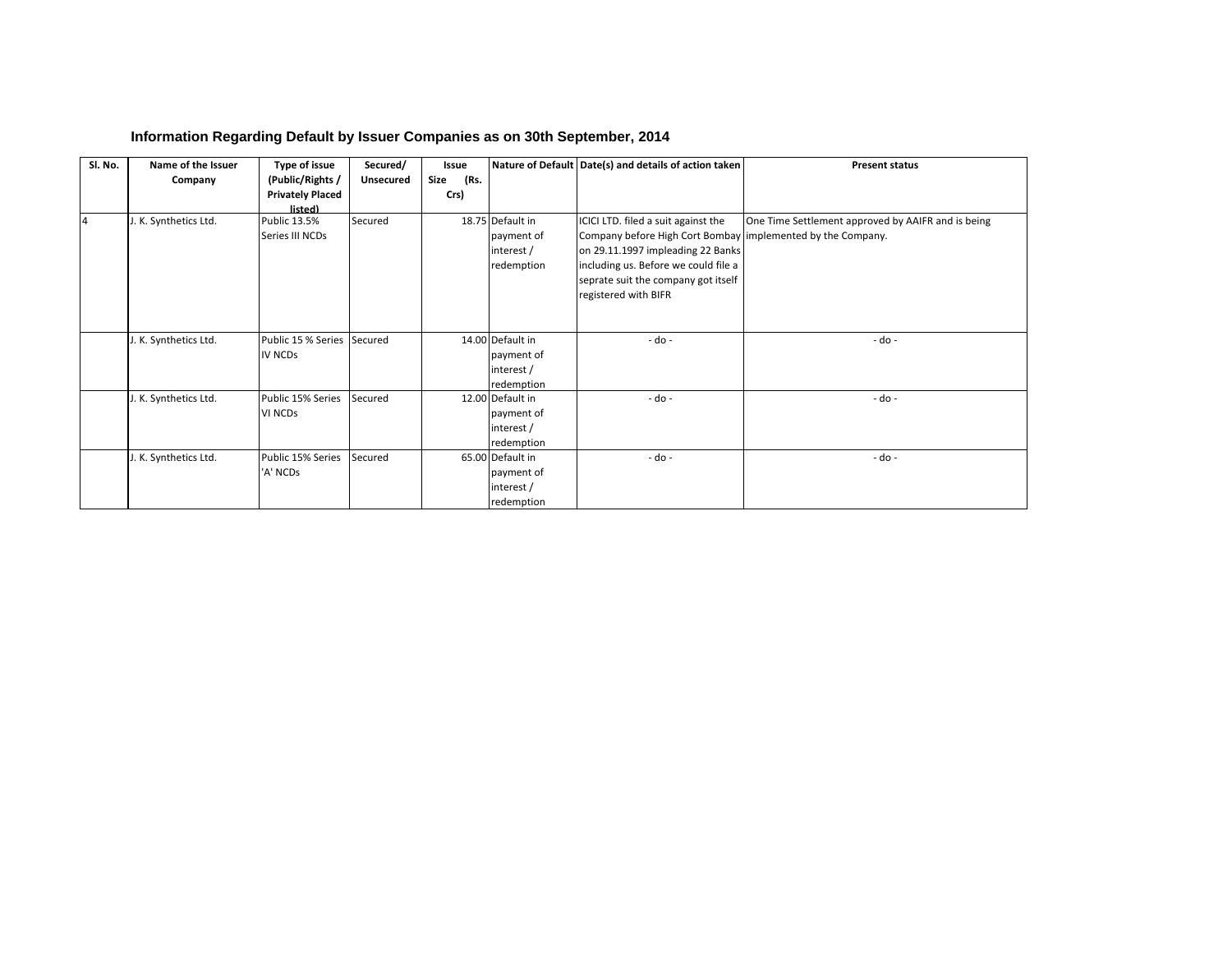### Information Regarding Default by Issuer Companies as on 30th September, 2014

| Sl. No. | Name of the Issuer Company | Type of issue (Public/Rights / Privately Placed listed) | Secured/ Unsecured | Issue Size (Rs. Crs) | Nature of Default | Date(s) and details of action taken | Present status |
|---|---|---|---|---|---|---|---|
| 4 | J. K. Synthetics Ltd. | Public 13.5% Series III NCDs | Secured | 18.75 | Default in payment of interest / redemption | ICICI LTD. filed a suit against the Company before High Cort Bombay on 29.11.1997 impleading 22 Banks including us. Before we could file a seprate suit the company got itself registered with BIFR | One Time Settlement approved by AAIFR and is being implemented by the Company. |
| | J. K. Synthetics Ltd. | Public 15 % Series IV NCDs | Secured | 14.00 | Default in payment of interest / redemption | - do - | - do - |
| | J. K. Synthetics Ltd. | Public 15% Series VI NCDs | Secured | 12.00 | Default in payment of interest / redemption | - do - | - do - |
| | J. K. Synthetics Ltd. | Public 15% Series 'A' NCDs | Secured | 65.00 | Default in payment of interest / redemption | - do - | - do - |